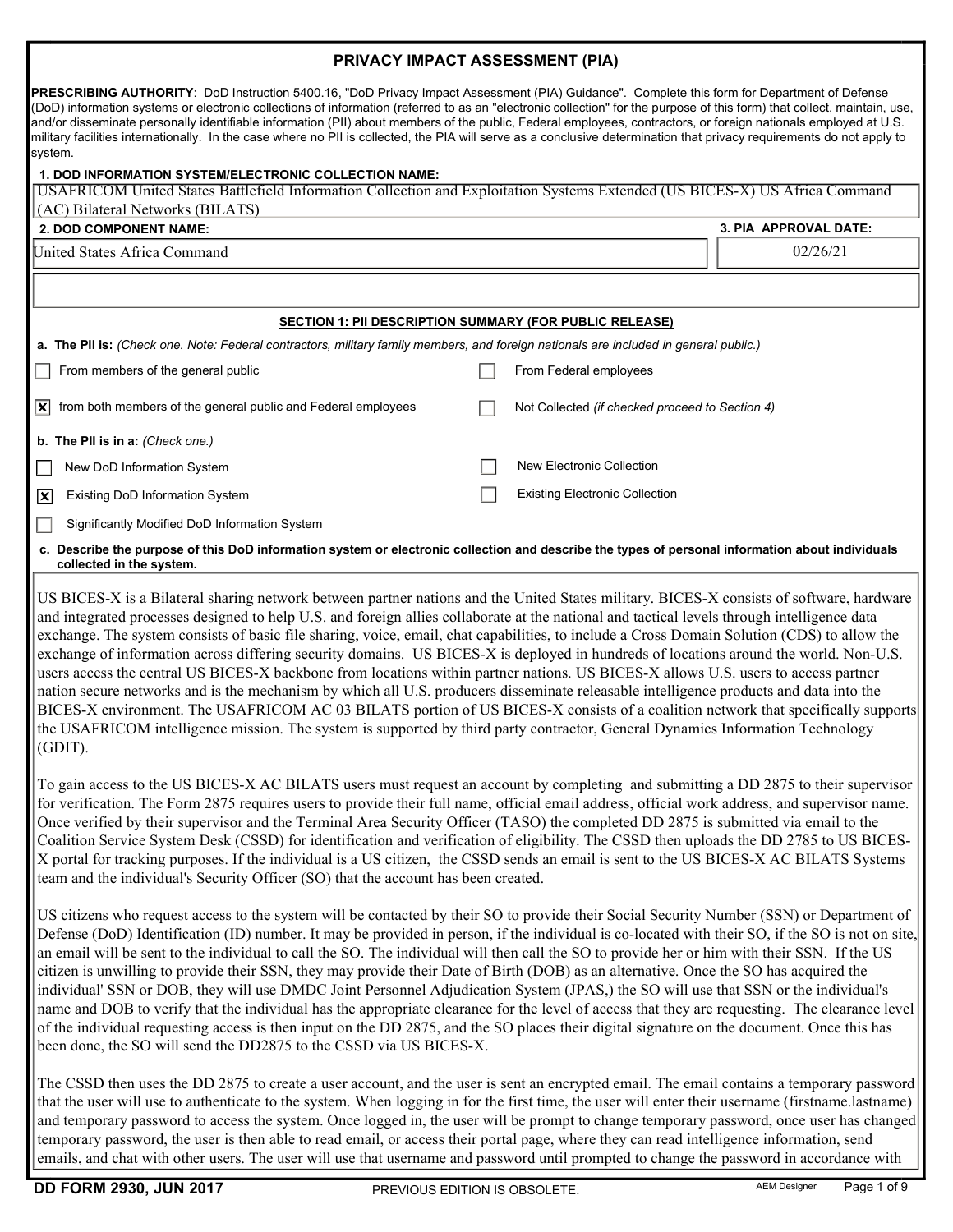# PRIVACY IMPACT ASSESSMENT (PIA)

**PRESCRIBING AUTHORITY**: DoD Instruction 5400.16, "DoD Privacy Impact Assessment (PIA) Guidance". Complete this form for Department of Defense (DoD) information systems or electronic collections of information (referred to as an "electronic collection" for the purpose of this form) that collect, maintain, use, and/or disseminate personally identifiable information (PII) about members of the public, Federal employees, contractors, or foreign nationals employed at U.S. military facilities internationally. In the case where no PII is collected, the PIA will serve as a conclusive determination that privacy requirements do not apply to system.

**1. DOD INFORMATION SYSTEM/ELECTRONIC COLLECTION NAME:**

USAFRICOM United States Battlefield Information Collection and Exploitation Systems Extended (US BICES-X) US Africa Command (AC) Bilateral Networks (BILATS)

| **2. DOD COMPONENT NAME:** | **3. PIA APPROVAL DATE:** |
| --- | --- |
| United States Africa Command | 02/26/21 |

## SECTION 1: PII DESCRIPTION SUMMARY (FOR PUBLIC RELEASE)

**a. The PII is:** *(Check one. Note: Federal contractors, military family members, and foreign nationals are included in general public.)*

- [ ] From members of the general public
- [ ] From Federal employees
- [x] from both members of the general public and Federal employees
- [ ] Not Collected *(if checked proceed to Section 4)*

**b. The PII is in a:** *(Check one.)*

- [ ] New DoD Information System
- [ ] New Electronic Collection
- [x] Existing DoD Information System
- [ ] Existing Electronic Collection
- [ ] Significantly Modified DoD Information System

**c. Describe the purpose of this DoD information system or electronic collection and describe the types of personal information about individuals collected in the system.**

US BICES-X is a Bilateral sharing network between partner nations and the United States military. BICES-X consists of software, hardware and integrated processes designed to help U.S. and foreign allies collaborate at the national and tactical levels through intelligence data exchange. The system consists of basic file sharing, voice, email, chat capabilities, to include a Cross Domain Solution (CDS) to allow the exchange of information across differing security domains. US BICES-X is deployed in hundreds of locations around the world. Non-U.S. users access the central US BICES-X backbone from locations within partner nations. US BICES-X allows U.S. users to access partner nation secure networks and is the mechanism by which all U.S. producers disseminate releasable intelligence products and data into the BICES-X environment. The USAFRICOM AC 03 BILATS portion of US BICES-X consists of a coalition network that specifically supports the USAFRICOM intelligence mission. The system is supported by third party contractor, General Dynamics Information Technology (GDIT).

To gain access to the US BICES-X AC BILATS users must request an account by completing and submitting a DD 2875 to their supervisor for verification. The Form 2875 requires users to provide their full name, official email address, official work address, and supervisor name. Once verified by their supervisor and the Terminal Area Security Officer (TASO) the completed DD 2875 is submitted via email to the Coalition Service System Desk (CSSD) for identification and verification of eligibility. The CSSD then uploads the DD 2785 to US BICES-X portal for tracking purposes. If the individual is a US citizen, the CSSD sends an email is sent to the US BICES-X AC BILATS Systems team and the individual's Security Officer (SO) that the account has been created.

US citizens who request access to the system will be contacted by their SO to provide their Social Security Number (SSN) or Department of Defense (DoD) Identification (ID) number. It may be provided in person, if the individual is co-located with their SO, if the SO is not on site, an email will be sent to the individual to call the SO. The individual will then call the SO to provide her or him with their SSN. If the US citizen is unwilling to provide their SSN, they may provide their Date of Birth (DOB) as an alternative. Once the SO has acquired the individual' SSN or DOB, they will use DMDC Joint Personnel Adjudication System (JPAS,) the SO will use that SSN or the individual's name and DOB to verify that the individual has the appropriate clearance for the level of access that they are requesting. The clearance level of the individual requesting access is then input on the DD 2875, and the SO places their digital signature on the document. Once this has been done, the SO will send the DD2875 to the CSSD via US BICES-X.

The CSSD then uses the DD 2875 to create a user account, and the user is sent an encrypted email. The email contains a temporary password that the user will use to authenticate to the system. When logging in for the first time, the user will enter their username (firstname.lastname) and temporary password to access the system. Once logged in, the user will be prompt to change temporary password, once user has changed temporary password, the user is then able to read email, or access their portal page, where they can read intelligence information, send emails, and chat with other users. The user will use that username and password until prompted to change the password in accordance with

DD FORM 2930, JUN 2017 PREVIOUS EDITION IS OBSOLETE.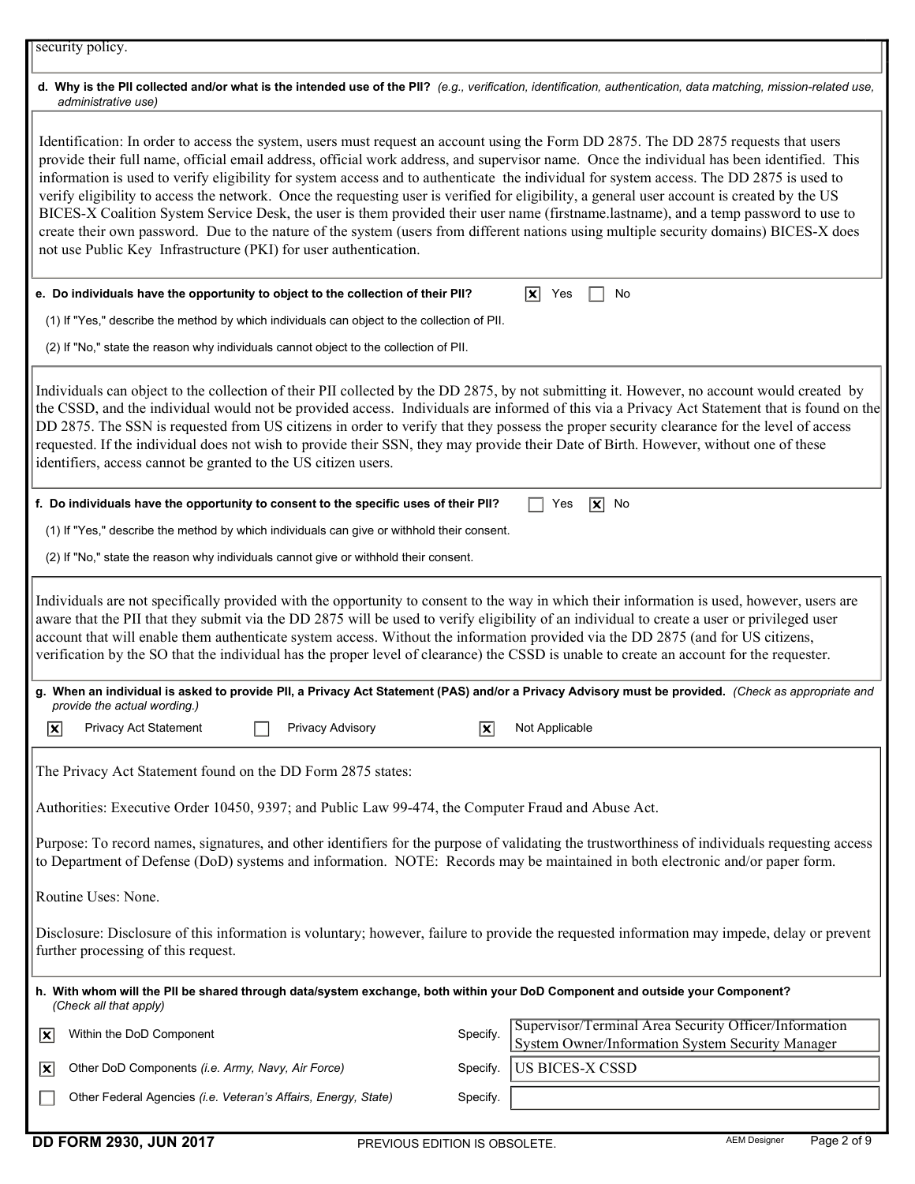security policy.

**d. Why is the PII collected and/or what is the intended use of the PII?** *(e.g., verification, identification, authentication, data matching, mission-related use, administrative use)*

Identification: In order to access the system, users must request an account using the Form DD 2875. The DD 2875 requests that users provide their full name, official email address, official work address, and supervisor name. Once the individual has been identified. This information is used to verify eligibility for system access and to authenticate the individual for system access. The DD 2875 is used to verify eligibility to access the network. Once the requesting user is verified for eligibility, a general user account is created by the US BICES-X Coalition System Service Desk, the user is them provided their user name (firstname.lastname), and a temp password to use to create their own password. Due to the nature of the system (users from different nations using multiple security domains) BICES-X does not use Public Key Infrastructure (PKI) for user authentication.

**e. Do individuals have the opportunity to object to the collection of their PII?** ☒ Yes ☐ No

(1) If "Yes," describe the method by which individuals can object to the collection of PII.

(2) If "No," state the reason why individuals cannot object to the collection of PII.

Individuals can object to the collection of their PII collected by the DD 2875, by not submitting it. However, no account would created by the CSSD, and the individual would not be provided access. Individuals are informed of this via a Privacy Act Statement that is found on the DD 2875. The SSN is requested from US citizens in order to verify that they possess the proper security clearance for the level of access requested. If the individual does not wish to provide their SSN, they may provide their Date of Birth. However, without one of these identifiers, access cannot be granted to the US citizen users.

**f. Do individuals have the opportunity to consent to the specific uses of their PII?** ☐ Yes ☒ No

(1) If "Yes," describe the method by which individuals can give or withhold their consent.

(2) If "No," state the reason why individuals cannot give or withhold their consent.

Individuals are not specifically provided with the opportunity to consent to the way in which their information is used, however, users are aware that the PII that they submit via the DD 2875 will be used to verify eligibility of an individual to create a user or privileged user account that will enable them authenticate system access. Without the information provided via the DD 2875 (and for US citizens, verification by the SO that the individual has the proper level of clearance) the CSSD is unable to create an account for the requester.

**g. When an individual is asked to provide PII, a Privacy Act Statement (PAS) and/or a Privacy Advisory must be provided.** *(Check as appropriate and provide the actual wording.)*

☒ Privacy Act Statement ☐ Privacy Advisory ☒ Not Applicable

The Privacy Act Statement found on the DD Form 2875 states:

Authorities: Executive Order 10450, 9397; and Public Law 99-474, the Computer Fraud and Abuse Act.

Purpose: To record names, signatures, and other identifiers for the purpose of validating the trustworthiness of individuals requesting access to Department of Defense (DoD) systems and information. NOTE: Records may be maintained in both electronic and/or paper form.

Routine Uses: None.

Disclosure: Disclosure of this information is voluntary; however, failure to provide the requested information may impede, delay or prevent further processing of this request.

**h. With whom will the PII be shared through data/system exchange, both within your DoD Component and outside your Component?** *(Check all that apply)*

| | | | |
|---|---|---|---|
| ☒ | Within the DoD Component | Specify. | Supervisor/Terminal Area Security Officer/Information System Owner/Information System Security Manager |
| ☒ | Other DoD Components *(i.e. Army, Navy, Air Force)* | Specify. | US BICES-X CSSD |
| ☐ | Other Federal Agencies *(i.e. Veteran's Affairs, Energy, State)* | Specify. | |

DD FORM 2930, JUN 2017 PREVIOUS EDITION IS OBSOLETE.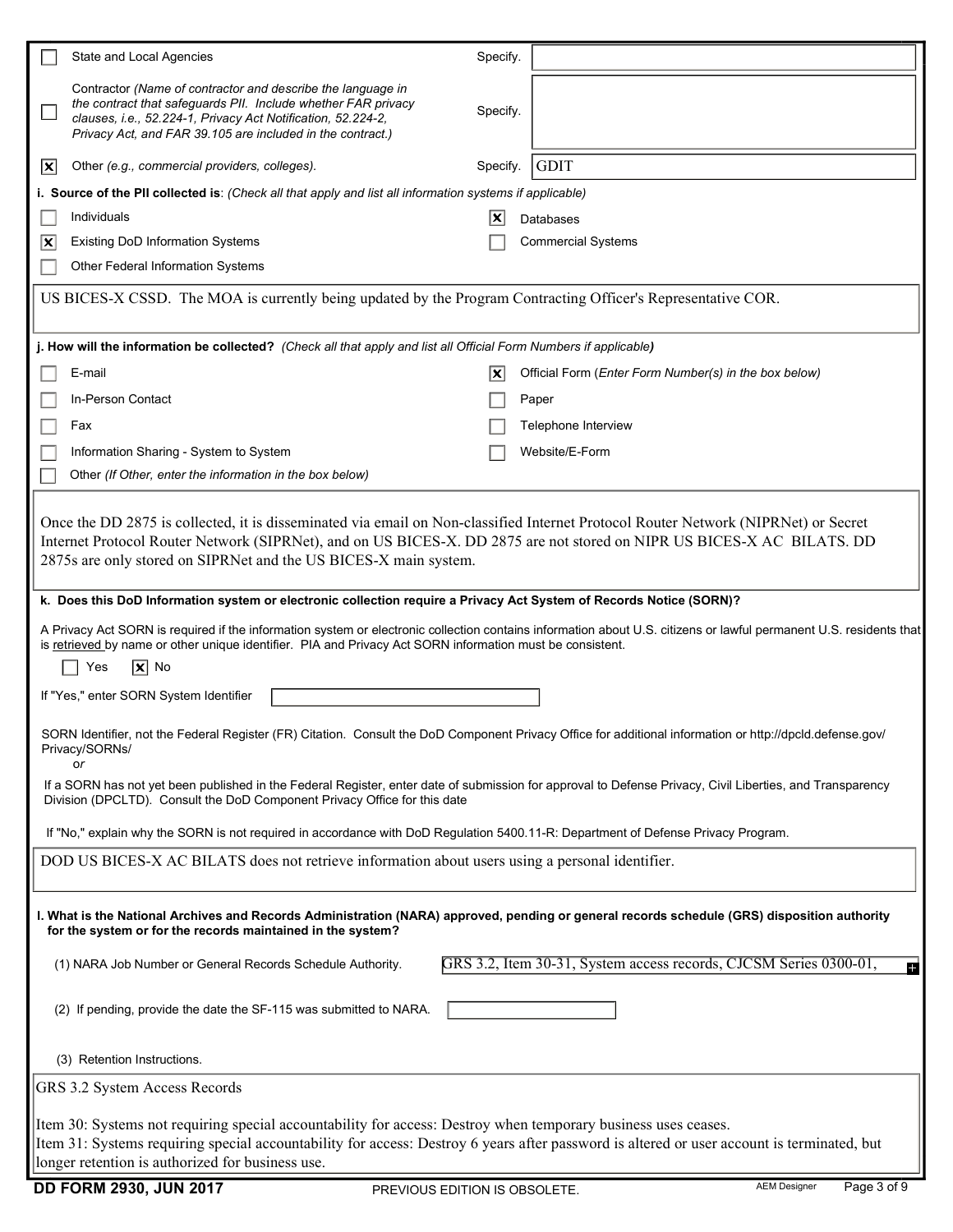- [ ] State and Local Agencies — Specify.

- [ ] Contractor *(Name of contractor and describe the language in the contract that safeguards PII. Include whether FAR privacy clauses, i.e., 52.224-1, Privacy Act Notification, 52.224-2, Privacy Act, and FAR 39.105 are included in the contract.)* — Specify.

- [x] Other *(e.g., commercial providers, colleges).* — Specify. GDIT

**i. Source of the PII collected is**: *(Check all that apply and list all information systems if applicable)*

- [ ] Individuals
- [x] Databases
- [x] Existing DoD Information Systems
- [ ] Commercial Systems
- [ ] Other Federal Information Systems

US BICES-X CSSD. The MOA is currently being updated by the Program Contracting Officer's Representative COR.

**j. How will the information be collected?** *(Check all that apply and list all Official Form Numbers if applicable)*

- [ ] E-mail
- [x] Official Form (*Enter Form Number(s) in the box below*)
- [ ] In-Person Contact
- [ ] Paper
- [ ] Fax
- [ ] Telephone Interview
- [ ] Information Sharing - System to System
- [ ] Website/E-Form
- [ ] Other *(If Other, enter the information in the box below)*

Once the DD 2875 is collected, it is disseminated via email on Non-classified Internet Protocol Router Network (NIPRNet) or Secret Internet Protocol Router Network (SIPRNet), and on US BICES-X. DD 2875 are not stored on NIPR US BICES-X AC BILATS. DD 2875s are only stored on SIPRNet and the US BICES-X main system.

**k. Does this DoD Information system or electronic collection require a Privacy Act System of Records Notice (SORN)?**

A Privacy Act SORN is required if the information system or electronic collection contains information about U.S. citizens or lawful permanent U.S. residents that is retrieved by name or other unique identifier. PIA and Privacy Act SORN information must be consistent.

- [ ] Yes
- [x] No

If "Yes," enter SORN System Identifier

SORN Identifier, not the Federal Register (FR) Citation. Consult the DoD Component Privacy Office for additional information or http://dpcld.defense.gov/Privacy/SORNs/

*or*

If a SORN has not yet been published in the Federal Register, enter date of submission for approval to Defense Privacy, Civil Liberties, and Transparency Division (DPCLTD). Consult the DoD Component Privacy Office for this date

If "No," explain why the SORN is not required in accordance with DoD Regulation 5400.11-R: Department of Defense Privacy Program.

DOD US BICES-X AC BILATS does not retrieve information about users using a personal identifier.

**l. What is the National Archives and Records Administration (NARA) approved, pending or general records schedule (GRS) disposition authority for the system or for the records maintained in the system?**

(1) NARA Job Number or General Records Schedule Authority. GRS 3.2, Item 30-31, System access records, CJCSM Series 0300-01,

(2) If pending, provide the date the SF-115 was submitted to NARA.

(3) Retention Instructions.

GRS 3.2 System Access Records

Item 30: Systems not requiring special accountability for access: Destroy when temporary business uses ceases.
Item 31: Systems requiring special accountability for access: Destroy 6 years after password is altered or user account is terminated, but longer retention is authorized for business use.

DD FORM 2930, JUN 2017 PREVIOUS EDITION IS OBSOLETE.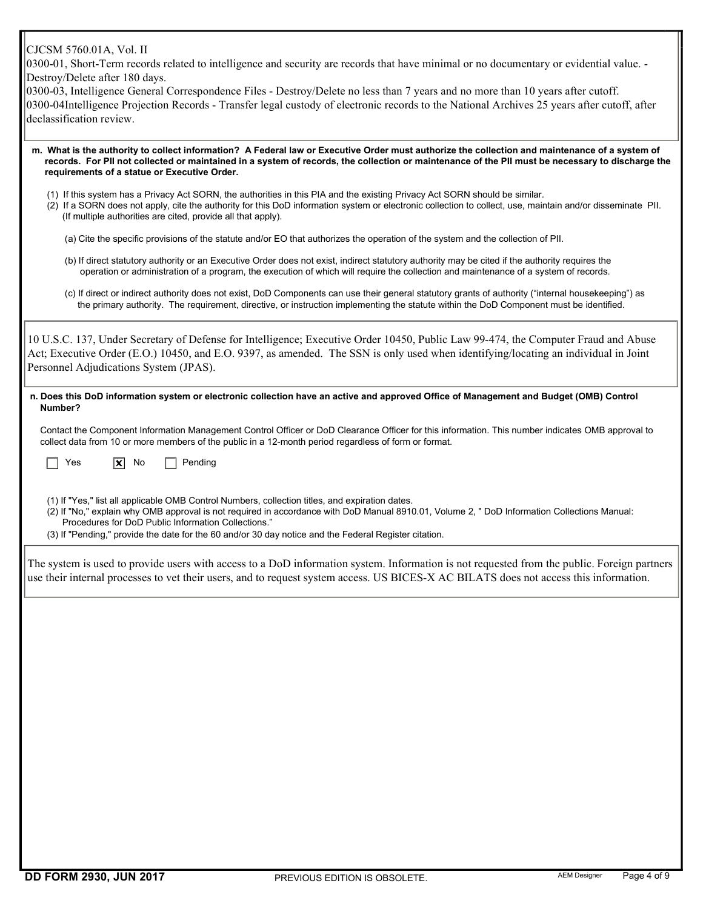CJCSM 5760.01A, Vol. II
0300-01, Short-Term records related to intelligence and security are records that have minimal or no documentary or evidential value. - Destroy/Delete after 180 days.
0300-03, Intelligence General Correspondence Files - Destroy/Delete no less than 7 years and no more than 10 years after cutoff.
0300-04Intelligence Projection Records - Transfer legal custody of electronic records to the National Archives 25 years after cutoff, after declassification review.

**m. What is the authority to collect information? A Federal law or Executive Order must authorize the collection and maintenance of a system of records. For PII not collected or maintained in a system of records, the collection or maintenance of the PII must be necessary to discharge the requirements of a statue or Executive Order.**

(1) If this system has a Privacy Act SORN, the authorities in this PIA and the existing Privacy Act SORN should be similar.
(2) If a SORN does not apply, cite the authority for this DoD information system or electronic collection to collect, use, maintain and/or disseminate PII. (If multiple authorities are cited, provide all that apply).

(a) Cite the specific provisions of the statute and/or EO that authorizes the operation of the system and the collection of PII.

(b) If direct statutory authority or an Executive Order does not exist, indirect statutory authority may be cited if the authority requires the operation or administration of a program, the execution of which will require the collection and maintenance of a system of records.

(c) If direct or indirect authority does not exist, DoD Components can use their general statutory grants of authority ("internal housekeeping") as the primary authority. The requirement, directive, or instruction implementing the statute within the DoD Component must be identified.

10 U.S.C. 137, Under Secretary of Defense for Intelligence; Executive Order 10450, Public Law 99-474, the Computer Fraud and Abuse Act; Executive Order (E.O.) 10450, and E.O. 9397, as amended. The SSN is only used when identifying/locating an individual in Joint Personnel Adjudications System (JPAS).

**n. Does this DoD information system or electronic collection have an active and approved Office of Management and Budget (OMB) Control Number?**

Contact the Component Information Management Control Officer or DoD Clearance Officer for this information. This number indicates OMB approval to collect data from 10 or more members of the public in a 12-month period regardless of form or format.

☐ Yes ☒ No ☐ Pending

(1) If "Yes," list all applicable OMB Control Numbers, collection titles, and expiration dates.
(2) If "No," explain why OMB approval is not required in accordance with DoD Manual 8910.01, Volume 2, " DoD Information Collections Manual: Procedures for DoD Public Information Collections."
(3) If "Pending," provide the date for the 60 and/or 30 day notice and the Federal Register citation.

The system is used to provide users with access to a DoD information system. Information is not requested from the public. Foreign partners use their internal processes to vet their users, and to request system access. US BICES-X AC BILATS does not access this information.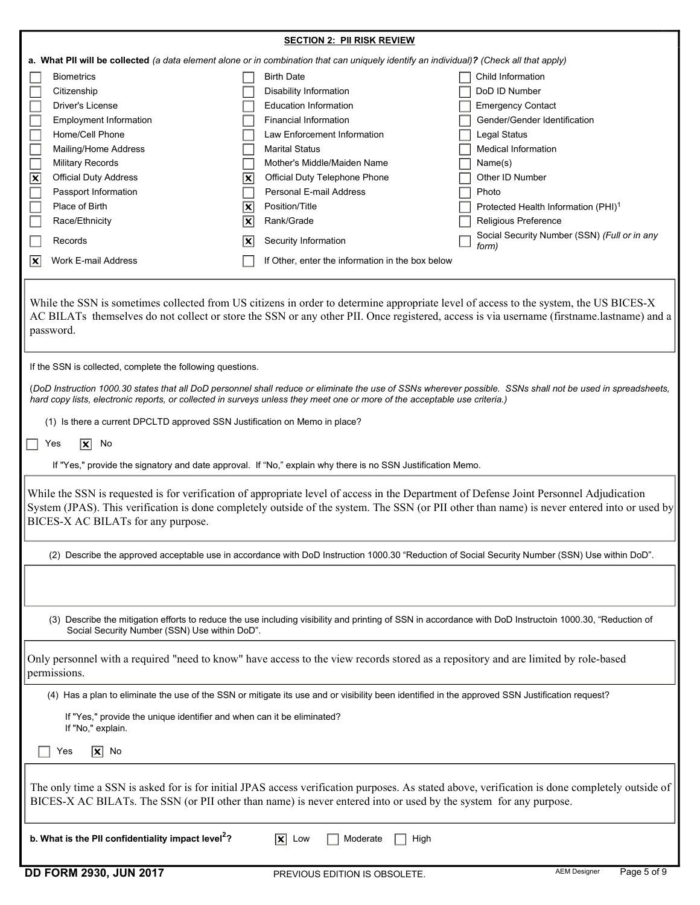## SECTION 2: PII RISK REVIEW

**a. What PII will be collected** *(a data element alone or in combination that can uniquely identify an individual)***?** *(Check all that apply)*

| | | |
|---|---|---|
| [ ] Biometrics | [ ] Birth Date | [ ] Child Information |
| [ ] Citizenship | [ ] Disability Information | [ ] DoD ID Number |
| [ ] Driver's License | [ ] Education Information | [ ] Emergency Contact |
| [ ] Employment Information | [ ] Financial Information | [ ] Gender/Gender Identification |
| [ ] Home/Cell Phone | [ ] Law Enforcement Information | [ ] Legal Status |
| [ ] Mailing/Home Address | [ ] Marital Status | [ ] Medical Information |
| [ ] Military Records | [ ] Mother's Middle/Maiden Name | [ ] Name(s) |
| [x] Official Duty Address | [x] Official Duty Telephone Phone | [ ] Other ID Number |
| [ ] Passport Information | [ ] Personal E-mail Address | [ ] Photo |
| [ ] Place of Birth | [x] Position/Title | [ ] Protected Health Information (PHI)[1] |
| [ ] Race/Ethnicity | [x] Rank/Grade | [ ] Religious Preference |
| [ ] Records | [x] Security Information | [ ] Social Security Number (SSN) *(Full or in any form)* |
| [x] Work E-mail Address | [ ] If Other, enter the information in the box below | |

While the SSN is sometimes collected from US citizens in order to determine appropriate level of access to the system, the US BICES-X AC BILATs themselves do not collect or store the SSN or any other PII. Once registered, access is via username (firstname.lastname) and a password.

If the SSN is collected, complete the following questions.

*(DoD Instruction 1000.30 states that all DoD personnel shall reduce or eliminate the use of SSNs wherever possible. SSNs shall not be used in spreadsheets, hard copy lists, electronic reports, or collected in surveys unless they meet one or more of the acceptable use criteria.)*

(1) Is there a current DPCLTD approved SSN Justification on Memo in place?

[ ] Yes [x] No

If "Yes," provide the signatory and date approval. If "No," explain why there is no SSN Justification Memo.

While the SSN is requested is for verification of appropriate level of access in the Department of Defense Joint Personnel Adjudication System (JPAS). This verification is done completely outside of the system. The SSN (or PII other than name) is never entered into or used by BICES-X AC BILATs for any purpose.

(2) Describe the approved acceptable use in accordance with DoD Instruction 1000.30 "Reduction of Social Security Number (SSN) Use within DoD".

(3) Describe the mitigation efforts to reduce the use including visibility and printing of SSN in accordance with DoD Instructoin 1000.30, "Reduction of Social Security Number (SSN) Use within DoD".

Only personnel with a required "need to know" have access to the view records stored as a repository and are limited by role-based permissions.

(4) Has a plan to eliminate the use of the SSN or mitigate its use and or visibility been identified in the approved SSN Justification request?

If "Yes," provide the unique identifier and when can it be eliminated?
If "No," explain.

[ ] Yes [x] No

The only time a SSN is asked for is for initial JPAS access verification purposes. As stated above, verification is done completely outside of BICES-X AC BILATs. The SSN (or PII other than name) is never entered into or used by the system for any purpose.

**b. What is the PII confidentiality impact level[2]?** [x] Low [ ] Moderate [ ] High

DD FORM 2930, JUN 2017 PREVIOUS EDITION IS OBSOLETE.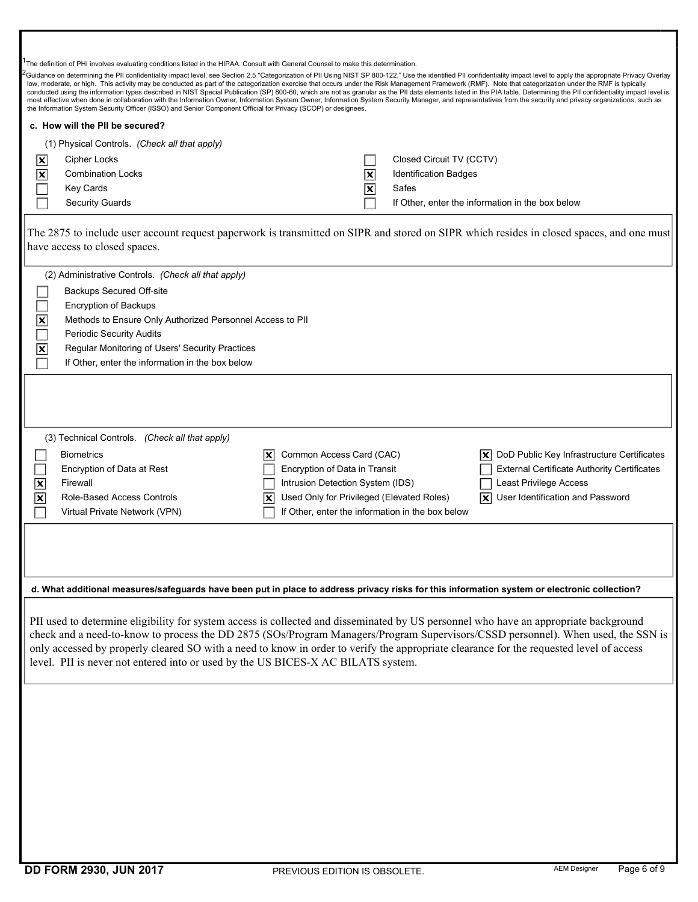[1]The definition of PHI involves evaluating conditions listed in the HIPAA. Consult with General Counsel to make this determination.

[2]Guidance on determining the PII confidentiality impact level, see Section 2.5 "Categorization of PII Using NIST SP 800-122." Use the identified PII confidentiality impact level to apply the appropriate Privacy Overlay low, moderate, or high. This activity may be conducted as part of the categorization exercise that occurs under the Risk Management Framework (RMF). Note that categorization under the RMF is typically conducted using the information types described in NIST Special Publication (SP) 800-60, which are not as granular as the PII data elements listed in the PIA table. Determining the PII confidentiality impact level is most effective when done in collaboration with the Information Owner, Information System Owner, Information System Security Manager, and representatives from the security and privacy organizations, such as the Information System Security Officer (ISSO) and Senior Component Official for Privacy (SCOP) or designees.

**c. How will the PII be secured?**

(1) Physical Controls. *(Check all that apply)*

- [x] Cipher Locks
- [x] Combination Locks
- [ ] Key Cards
- [ ] Security Guards
- [ ] Closed Circuit TV (CCTV)
- [x] Identification Badges
- [x] Safes
- [ ] If Other, enter the information in the box below

The 2875 to include user account request paperwork is transmitted on SIPR and stored on SIPR which resides in closed spaces, and one must have access to closed spaces.

(2) Administrative Controls. *(Check all that apply)*

- [ ] Backups Secured Off-site
- [ ] Encryption of Backups
- [x] Methods to Ensure Only Authorized Personnel Access to PII
- [ ] Periodic Security Audits
- [x] Regular Monitoring of Users' Security Practices
- [ ] If Other, enter the information in the box below

(3) Technical Controls. *(Check all that apply)*

- [ ] Biometrics
- [ ] Encryption of Data at Rest
- [x] Firewall
- [x] Role-Based Access Controls
- [ ] Virtual Private Network (VPN)
- [x] Common Access Card (CAC)
- [ ] Encryption of Data in Transit
- [ ] Intrusion Detection System (IDS)
- [x] Used Only for Privileged (Elevated Roles)
- [ ] If Other, enter the information in the box below
- [x] DoD Public Key Infrastructure Certificates
- [ ] External Certificate Authority Certificates
- [ ] Least Privilege Access
- [x] User Identification and Password

**d. What additional measures/safeguards have been put in place to address privacy risks for this information system or electronic collection?**

PII used to determine eligibility for system access is collected and disseminated by US personnel who have an appropriate background check and a need-to-know to process the DD 2875 (SOs/Program Managers/Program Supervisors/CSSD personnel). When used, the SSN is only accessed by properly cleared SO with a need to know in order to verify the appropriate clearance for the requested level of access level. PII is never not entered into or used by the US BICES-X AC BILATS system.

DD FORM 2930, JUN 2017 PREVIOUS EDITION IS OBSOLETE.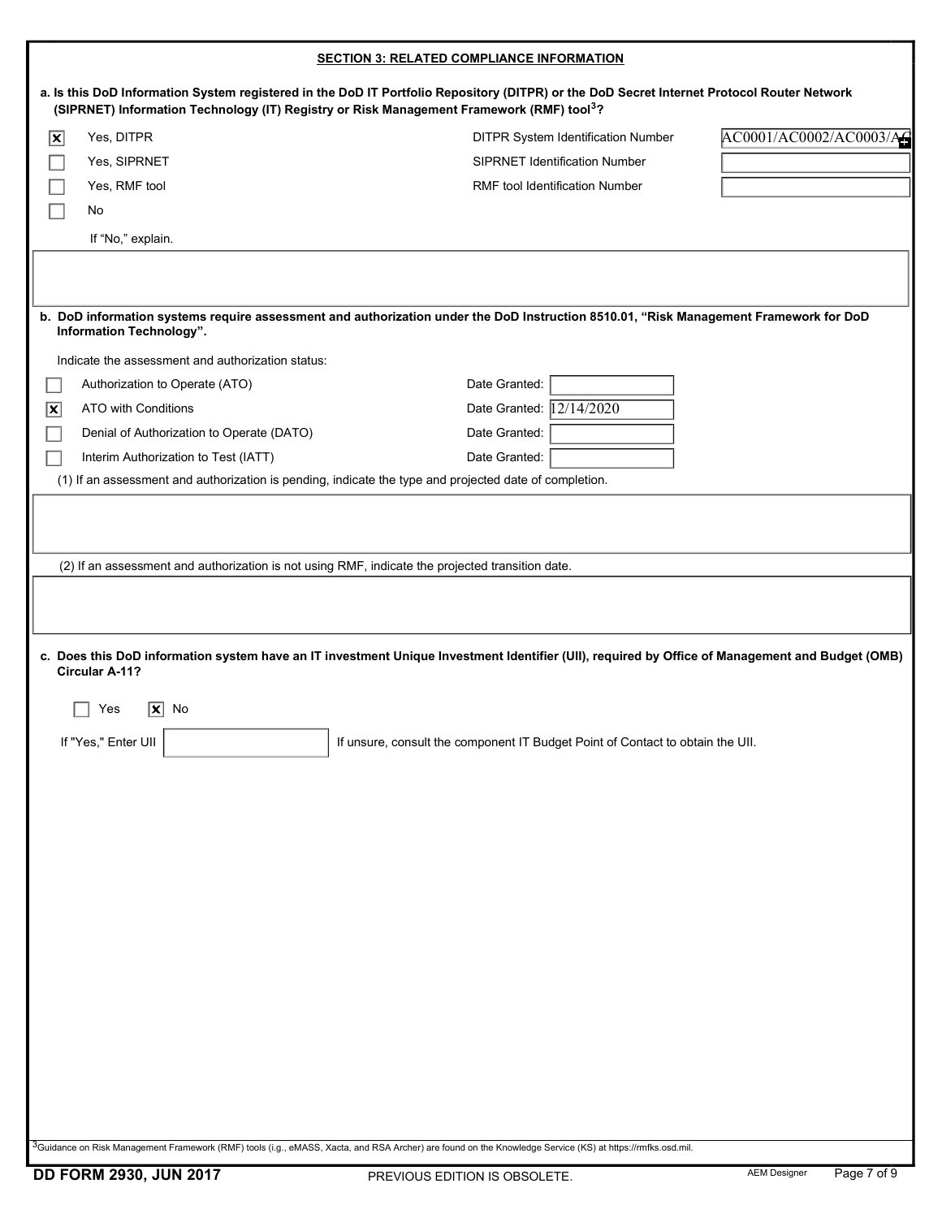## SECTION 3: RELATED COMPLIANCE INFORMATION

**a. Is this DoD Information System registered in the DoD IT Portfolio Repository (DITPR) or the DoD Secret Internet Protocol Router Network (SIPRNET) Information Technology (IT) Registry or Risk Management Framework (RMF) tool[3]?**

| | | | |
|---|---|---|---|
| ☒ | Yes, DITPR | DITPR System Identification Number | AC0001/AC0002/AC0003/AC |
| ☐ | Yes, SIPRNET | SIPRNET Identification Number | |
| ☐ | Yes, RMF tool | RMF tool Identification Number | |
| ☐ | No | | |

If "No," explain.

**b. DoD information systems require assessment and authorization under the DoD Instruction 8510.01, "Risk Management Framework for DoD Information Technology".**

Indicate the assessment and authorization status:

| | | |
|---|---|---|
| ☐ | Authorization to Operate (ATO) | Date Granted: |
| ☒ | ATO with Conditions | Date Granted: 12/14/2020 |
| ☐ | Denial of Authorization to Operate (DATO) | Date Granted: |
| ☐ | Interim Authorization to Test (IATT) | Date Granted: |

(1) If an assessment and authorization is pending, indicate the type and projected date of completion.

(2) If an assessment and authorization is not using RMF, indicate the projected transition date.

**c. Does this DoD information system have an IT investment Unique Investment Identifier (UII), required by Office of Management and Budget (OMB) Circular A-11?**

☐ Yes ☒ No

If "Yes," Enter UII | | If unsure, consult the component IT Budget Point of Contact to obtain the UII.

[3] Guidance on Risk Management Framework (RMF) tools (i.e., eMASS, Xacta, and RSA Archer) are found on the Knowledge Service (KS) at https://rmfks.osd.mil.

DD FORM 2930, JUN 2017 PREVIOUS EDITION IS OBSOLETE.